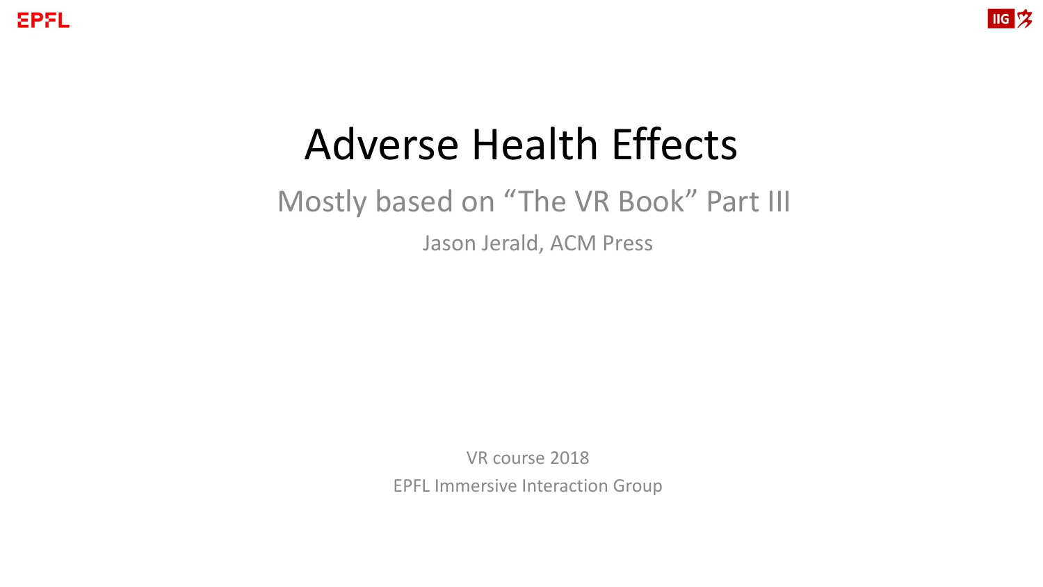# Adverse Health Effects

## Mostly based on "The VR Book" Part III

Jason Jerald, ACM Press

VR course 2018

EPFL Immersive Interaction Group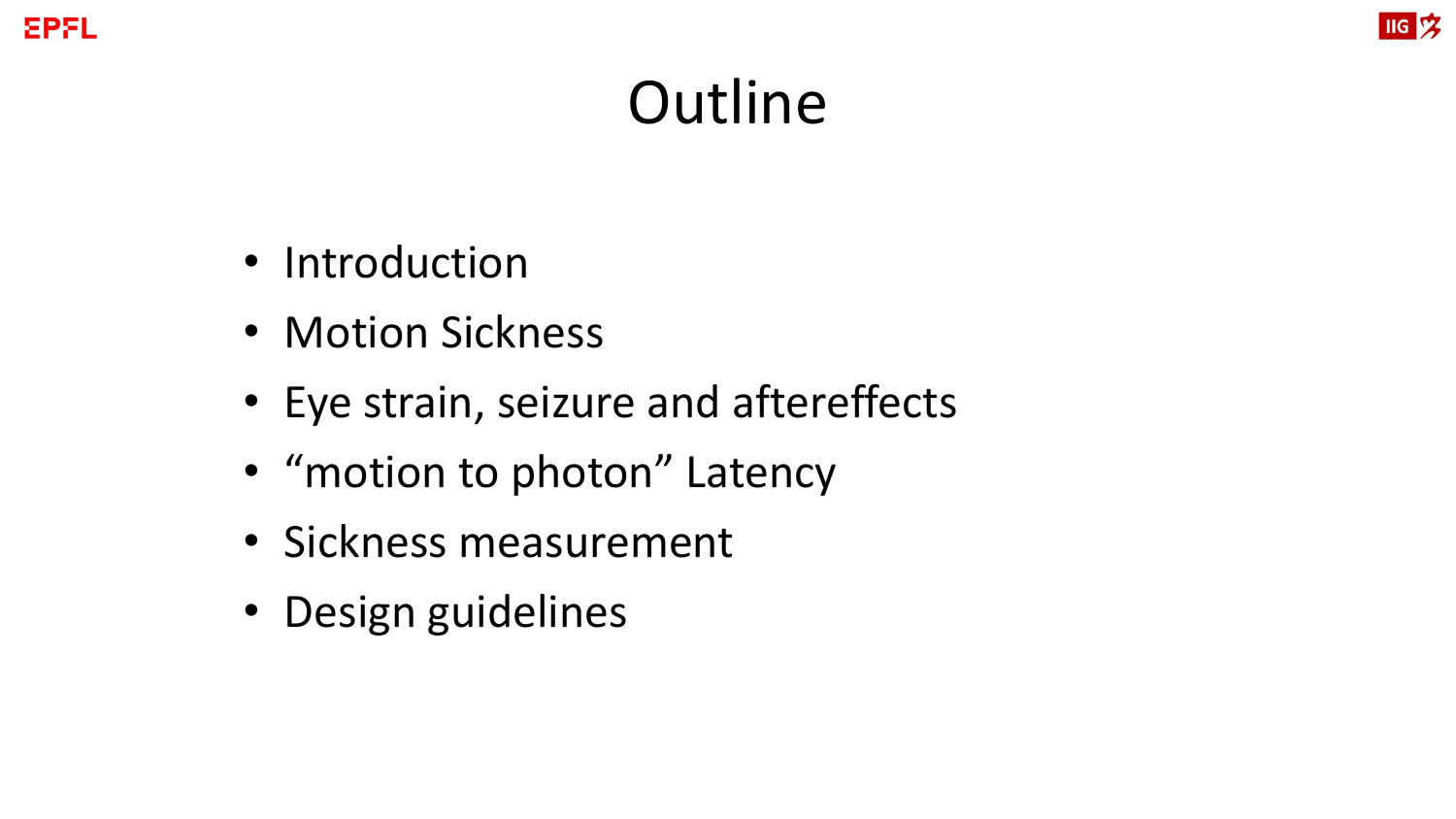# Outline

- Introduction
- Motion Sickness
- Eye strain, seizure and aftereffects
- “motion to photon” Latency
- Sickness measurement
- Design guidelines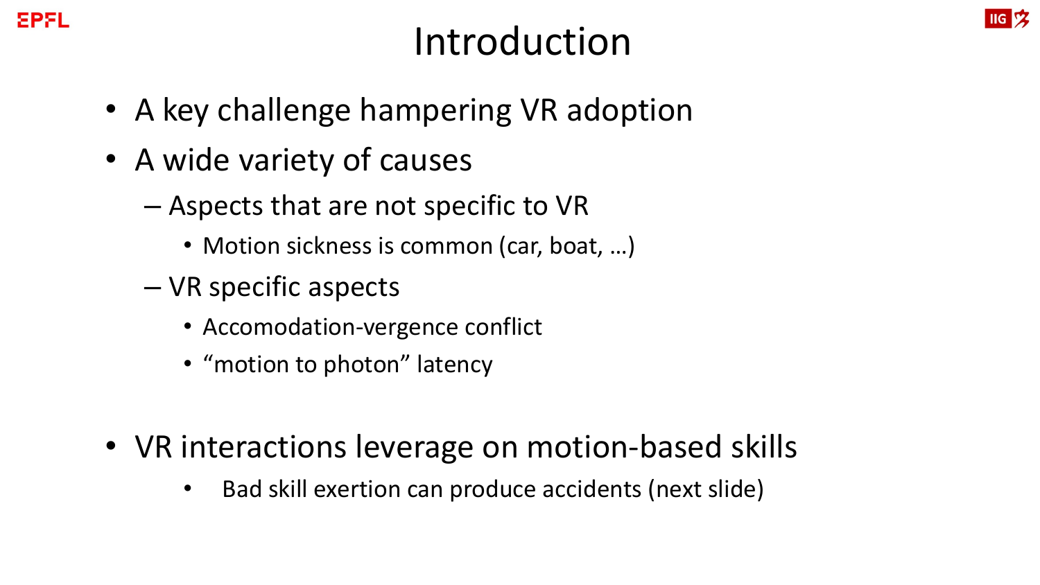# Introduction

- A key challenge hampering VR adoption
- A wide variety of causes
  - Aspects that are not specific to VR
    - Motion sickness is common (car, boat, …)
  - VR specific aspects
    - Accomodation-vergence conflict
    - “motion to photon” latency

- VR interactions leverage on motion-based skills
  - Bad skill exertion can produce accidents (next slide)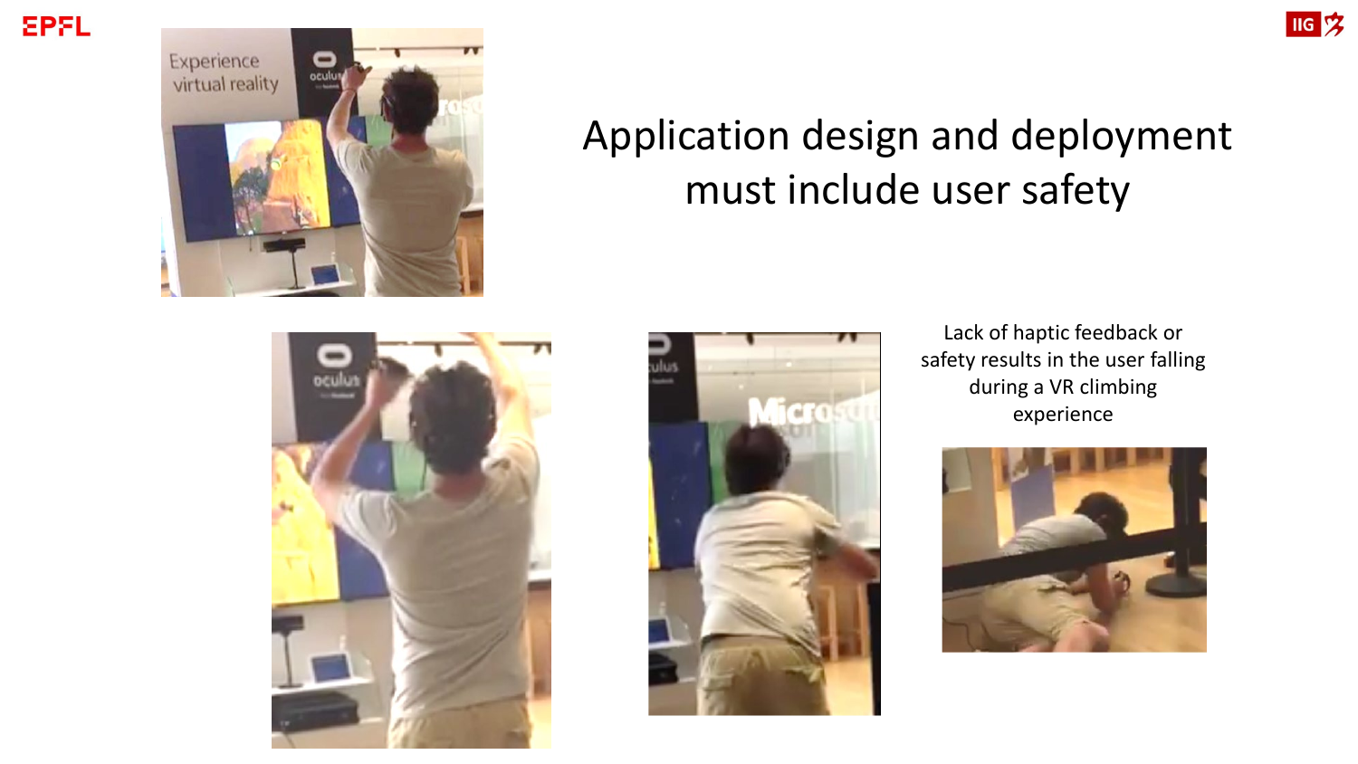# Application design and deployment must include user safety

Lack of haptic feedback or safety results in the user falling during a VR climbing experience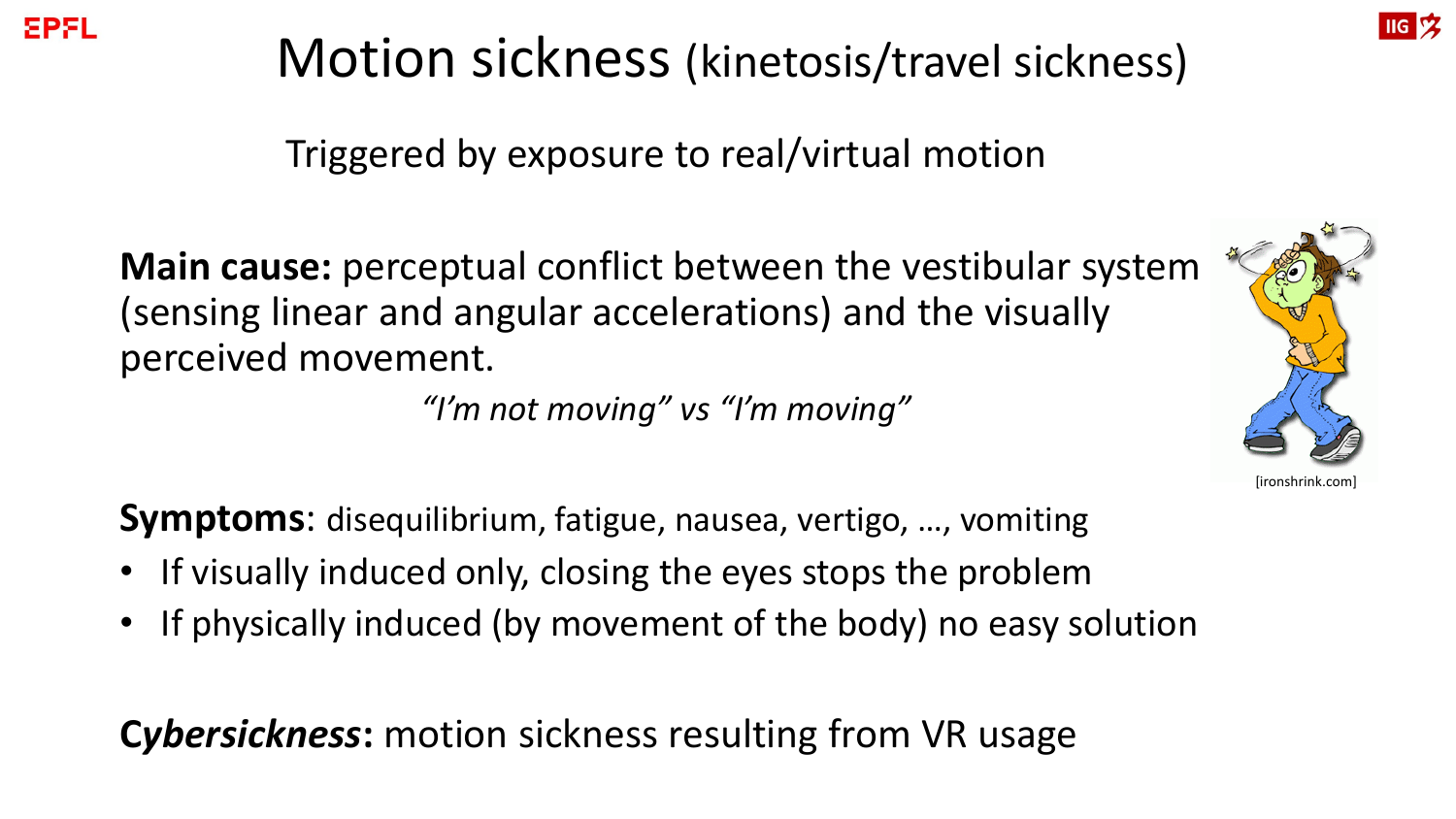# Motion sickness (kinetosis/travel sickness)

Triggered by exposure to real/virtual motion

**Main cause:** perceptual conflict between the vestibular system (sensing linear and angular accelerations) and the visually perceived movement.

*"I'm not moving" vs "I'm moving"*

[ironshrink.com]

**Symptoms**: disequilibrium, fatigue, nausea, vertigo, …, vomiting

- If visually induced only, closing the eyes stops the problem
- If physically induced (by movement of the body) no easy solution

***Cybersickness*****:** motion sickness resulting from VR usage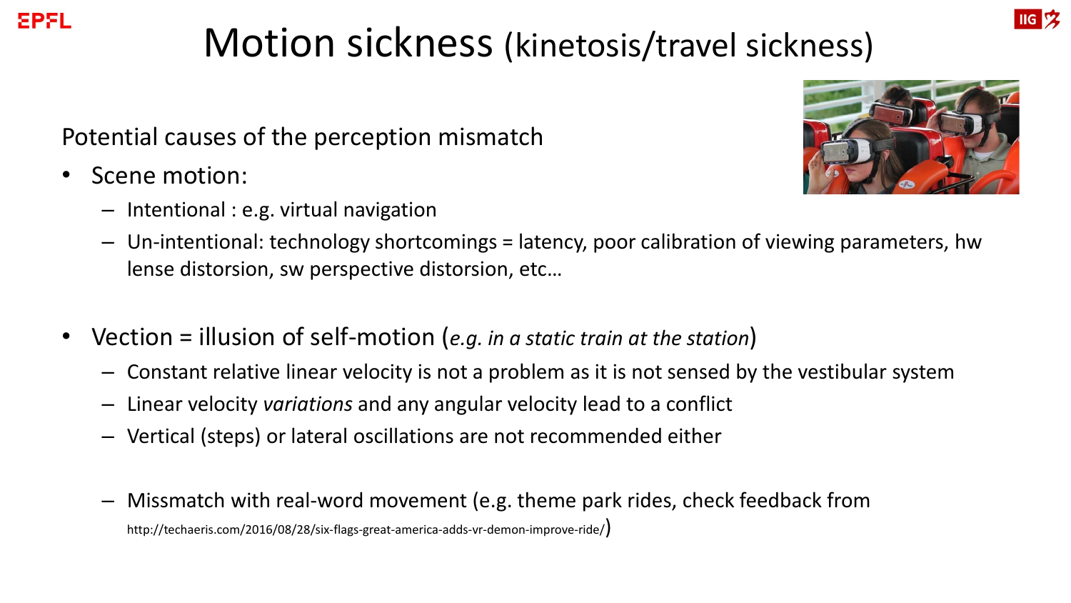# Motion sickness (kinetosis/travel sickness)

Potential causes of the perception mismatch

- Scene motion:
  - Intentional : e.g. virtual navigation
  - Un-intentional: technology shortcomings = latency, poor calibration of viewing parameters, hw lense distorsion, sw perspective distorsion, etc…

- Vection = illusion of self-motion (*e.g. in a static train at the station*)
  - Constant relative linear velocity is not a problem as it is not sensed by the vestibular system
  - Linear velocity *variations* and any angular velocity lead to a conflict
  - Vertical (steps) or lateral oscillations are not recommended either

  - Missmatch with real-word movement (e.g. theme park rides, check feedback from http://techaeris.com/2016/08/28/six-flags-great-america-adds-vr-demon-improve-ride/)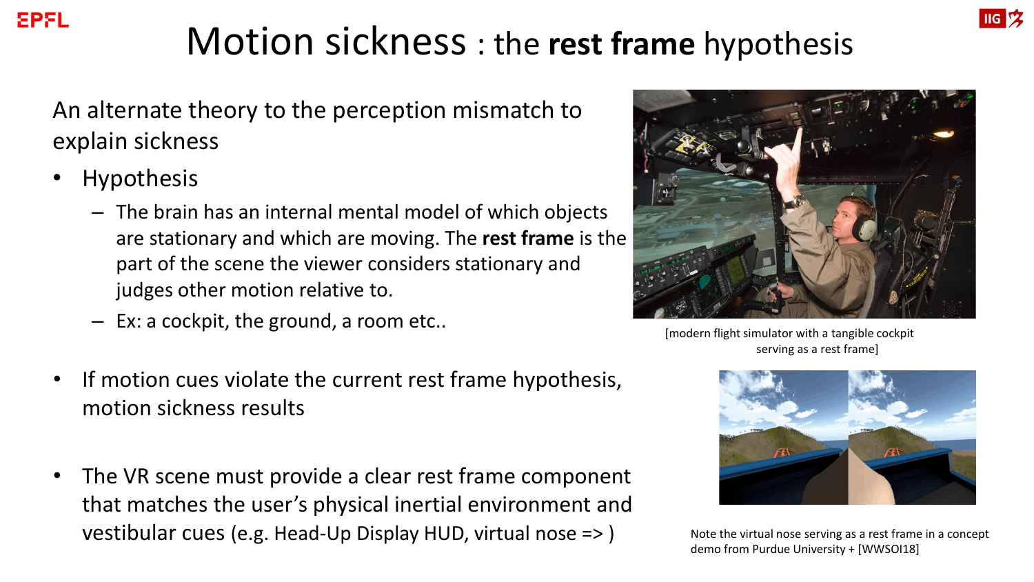# Motion sickness : the **rest frame** hypothesis

An alternate theory to the perception mismatch to explain sickness

- Hypothesis
  - The brain has an internal mental model of which objects are stationary and which are moving. The **rest frame** is the part of the scene the viewer considers stationary and judges other motion relative to.
  - Ex: a cockpit, the ground, a room etc..

- If motion cues violate the current rest frame hypothesis, motion sickness results

- The VR scene must provide a clear rest frame component that matches the user's physical inertial environment and vestibular cues (e.g. Head-Up Display HUD, virtual nose => )

[modern flight simulator with a tangible cockpit serving as a rest frame]

Note the virtual nose serving as a rest frame in a concept demo from Purdue University + [WWSOI18]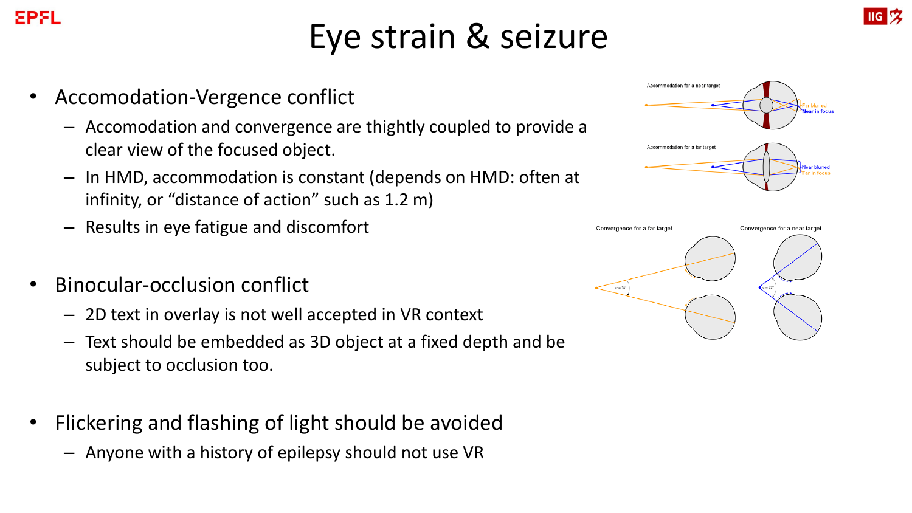# Eye strain & seizure

- Accomodation-Vergence conflict
  - Accomodation and convergence are thightly coupled to provide a clear view of the focused object.
  - In HMD, accommodation is constant (depends on HMD: often at infinity, or “distance of action” such as 1.2 m)
  - Results in eye fatigue and discomfort
- Binocular-occlusion conflict
  - 2D text in overlay is not well accepted in VR context
  - Text should be embedded as 3D object at a fixed depth and be subject to occlusion too.
- Flickering and flashing of light should be avoided
  - Anyone with a history of epilepsy should not use VR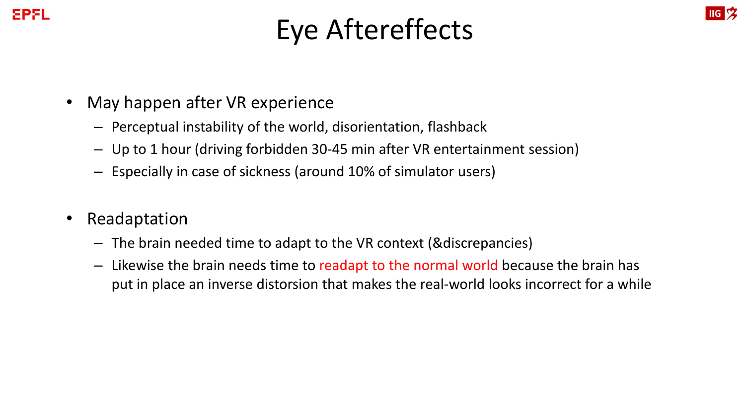# Eye Aftereffects

- May happen after VR experience
  - Perceptual instability of the world, disorientation, flashback
  - Up to 1 hour (driving forbidden 30-45 min after VR entertainment session)
  - Especially in case of sickness (around 10% of simulator users)

- Readaptation
  - The brain needed time to adapt to the VR context (&discrepancies)
  - Likewise the brain needs time to readapt to the normal world because the brain has put in place an inverse distorsion that makes the real-world looks incorrect for a while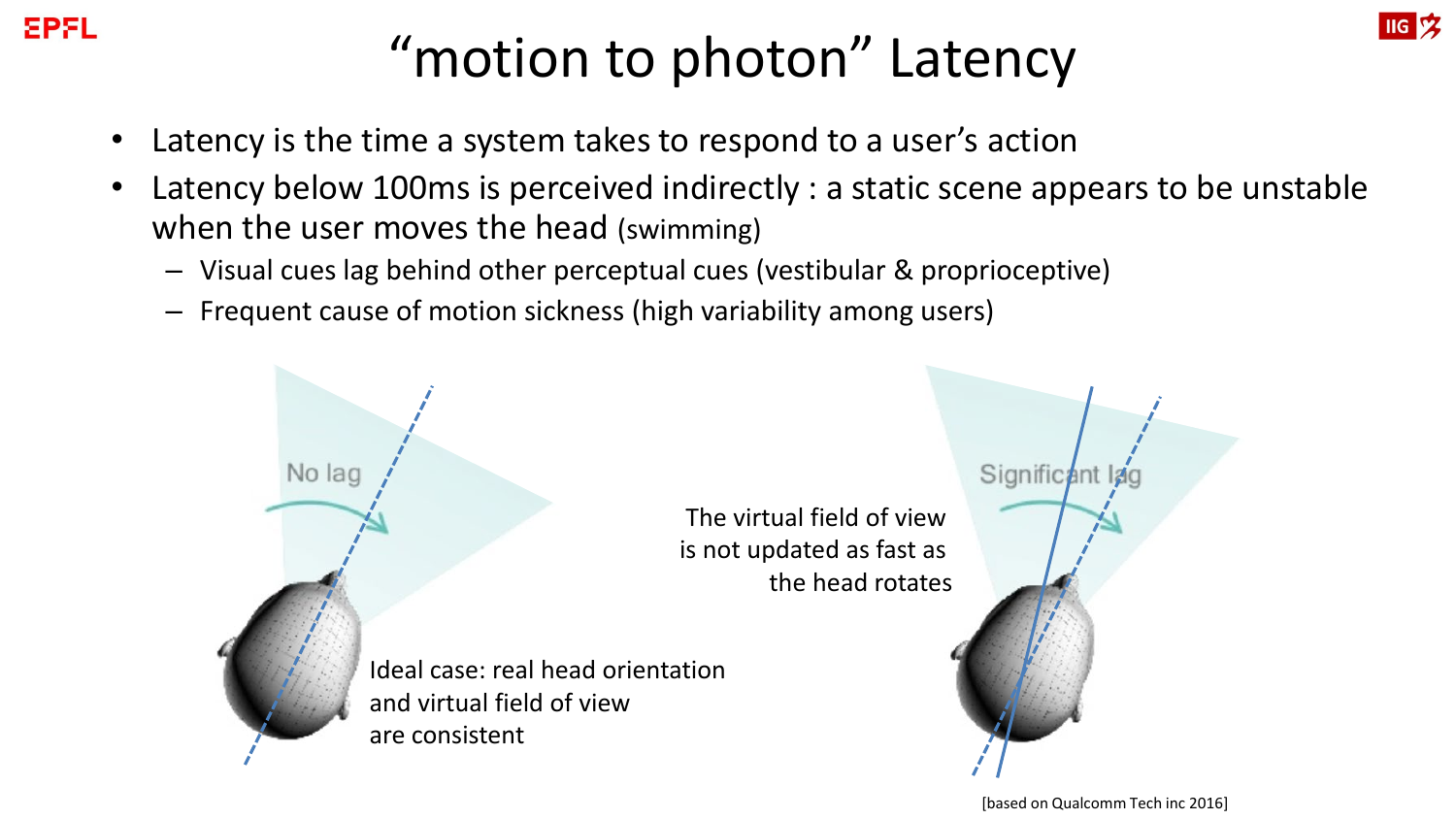# “motion to photon” Latency

- Latency is the time a system takes to respond to a user’s action
- Latency below 100ms is perceived indirectly : a static scene appears to be unstable when the user moves the head (swimming)
  - Visual cues lag behind other perceptual cues (vestibular & proprioceptive)
  - Frequent cause of motion sickness (high variability among users)

No lag

Ideal case: real head orientation and virtual field of view are consistent

The virtual field of view is not updated as fast as the head rotates

Significant lag

[based on Qualcomm Tech inc 2016]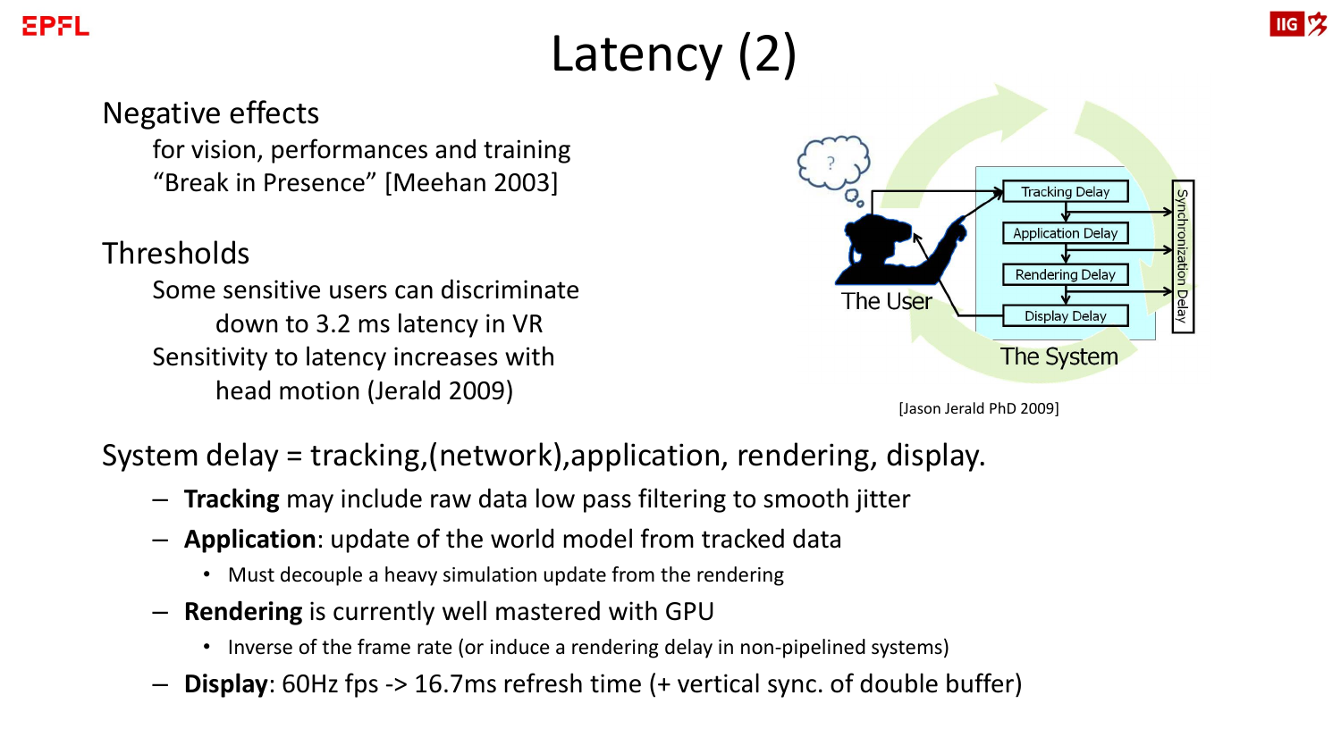# Latency (2)

Negative effects

- for vision, performances and training
- “Break in Presence” [Meehan 2003]

Thresholds

- Some sensitive users can discriminate down to 3.2 ms latency in VR
- Sensitivity to latency increases with head motion (Jerald 2009)

[Jason Jerald PhD 2009]

System delay = tracking,(network),application, rendering, display.

- **Tracking** may include raw data low pass filtering to smooth jitter
- **Application**: update of the world model from tracked data
  - Must decouple a heavy simulation update from the rendering
- **Rendering** is currently well mastered with GPU
  - Inverse of the frame rate (or induce a rendering delay in non-pipelined systems)
- **Display**: 60Hz fps -> 16.7ms refresh time (+ vertical sync. of double buffer)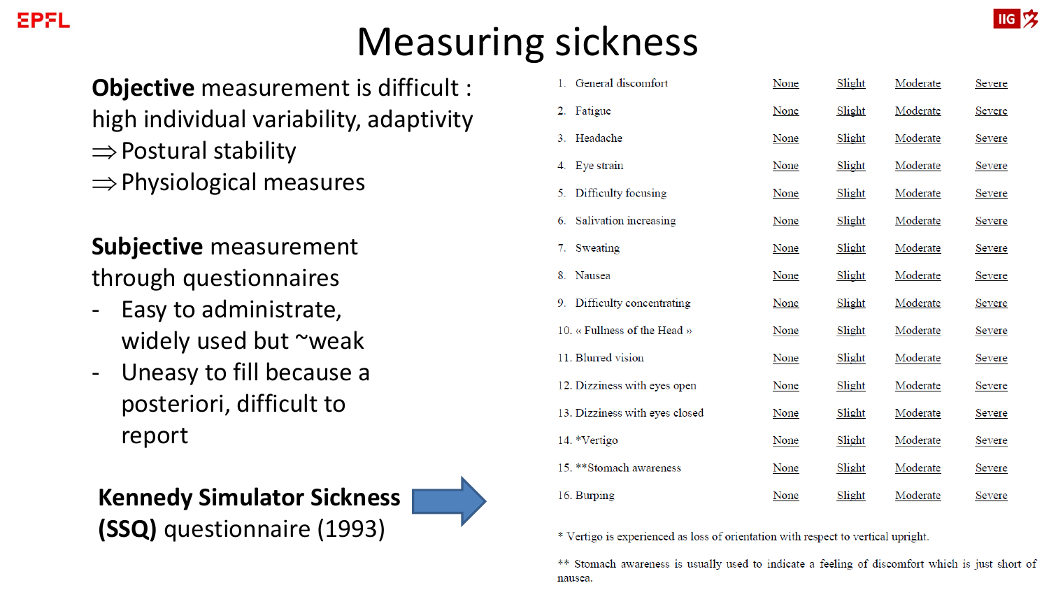# Measuring sickness

**Objective** measurement is difficult : high individual variability, adaptivity

⇒ Postural stability

⇒ Physiological measures

**Subjective** measurement through questionnaires

- Easy to administrate, widely used but ~weak
- Uneasy to fill because a posteriori, difficult to report

**Kennedy Simulator Sickness (SSQ)** questionnaire (1993)

| | | | | |
|---|---|---|---|---|
| 1. General discomfort | None | Slight | Moderate | Severe |
| 2. Fatigue | None | Slight | Moderate | Severe |
| 3. Headache | None | Slight | Moderate | Severe |
| 4. Eye strain | None | Slight | Moderate | Severe |
| 5. Difficulty focusing | None | Slight | Moderate | Severe |
| 6. Salivation increasing | None | Slight | Moderate | Severe |
| 7. Sweating | None | Slight | Moderate | Severe |
| 8. Nausea | None | Slight | Moderate | Severe |
| 9. Difficulty concentrating | None | Slight | Moderate | Severe |
| 10. « Fullness of the Head » | None | Slight | Moderate | Severe |
| 11. Blurred vision | None | Slight | Moderate | Severe |
| 12. Dizziness with eyes open | None | Slight | Moderate | Severe |
| 13. Dizziness with eyes closed | None | Slight | Moderate | Severe |
| 14. *Vertigo | None | Slight | Moderate | Severe |
| 15. **Stomach awareness | None | Slight | Moderate | Severe |
| 16. Burping | None | Slight | Moderate | Severe |

* Vertigo is experienced as loss of orientation with respect to vertical upright.

** Stomach awareness is usually used to indicate a feeling of discomfort which is just short of nausea.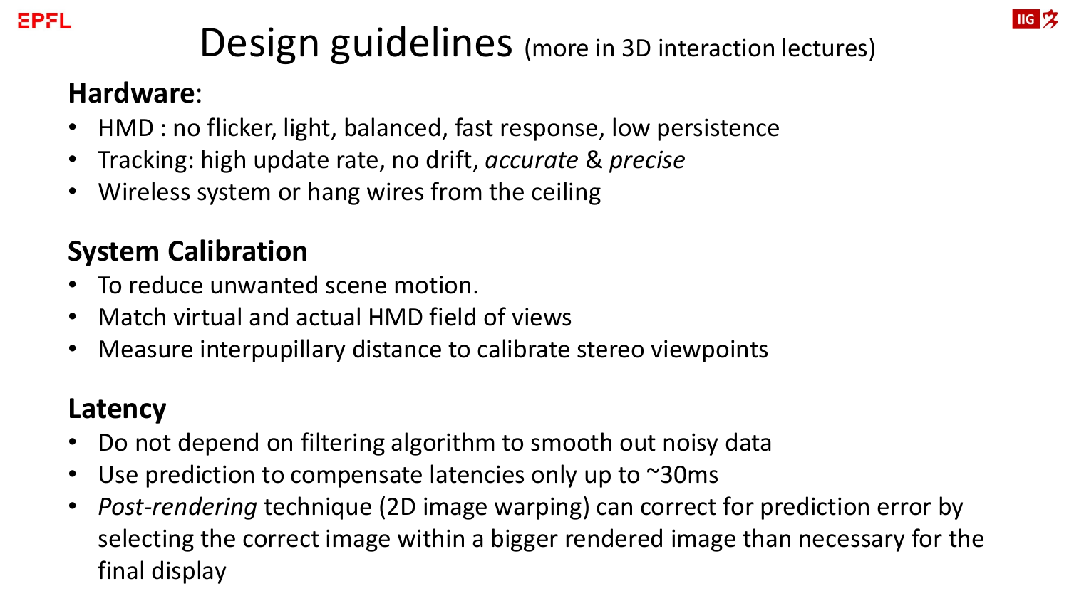# Design guidelines (more in 3D interaction lectures)

## **Hardware**:

- HMD : no flicker, light, balanced, fast response, low persistence
- Tracking: high update rate, no drift, *accurate* & *precise*
- Wireless system or hang wires from the ceiling

## **System Calibration**

- To reduce unwanted scene motion.
- Match virtual and actual HMD field of views
- Measure interpupillary distance to calibrate stereo viewpoints

## **Latency**

- Do not depend on filtering algorithm to smooth out noisy data
- Use prediction to compensate latencies only up to ~30ms
- *Post-rendering* technique (2D image warping) can correct for prediction error by selecting the correct image within a bigger rendered image than necessary for the final display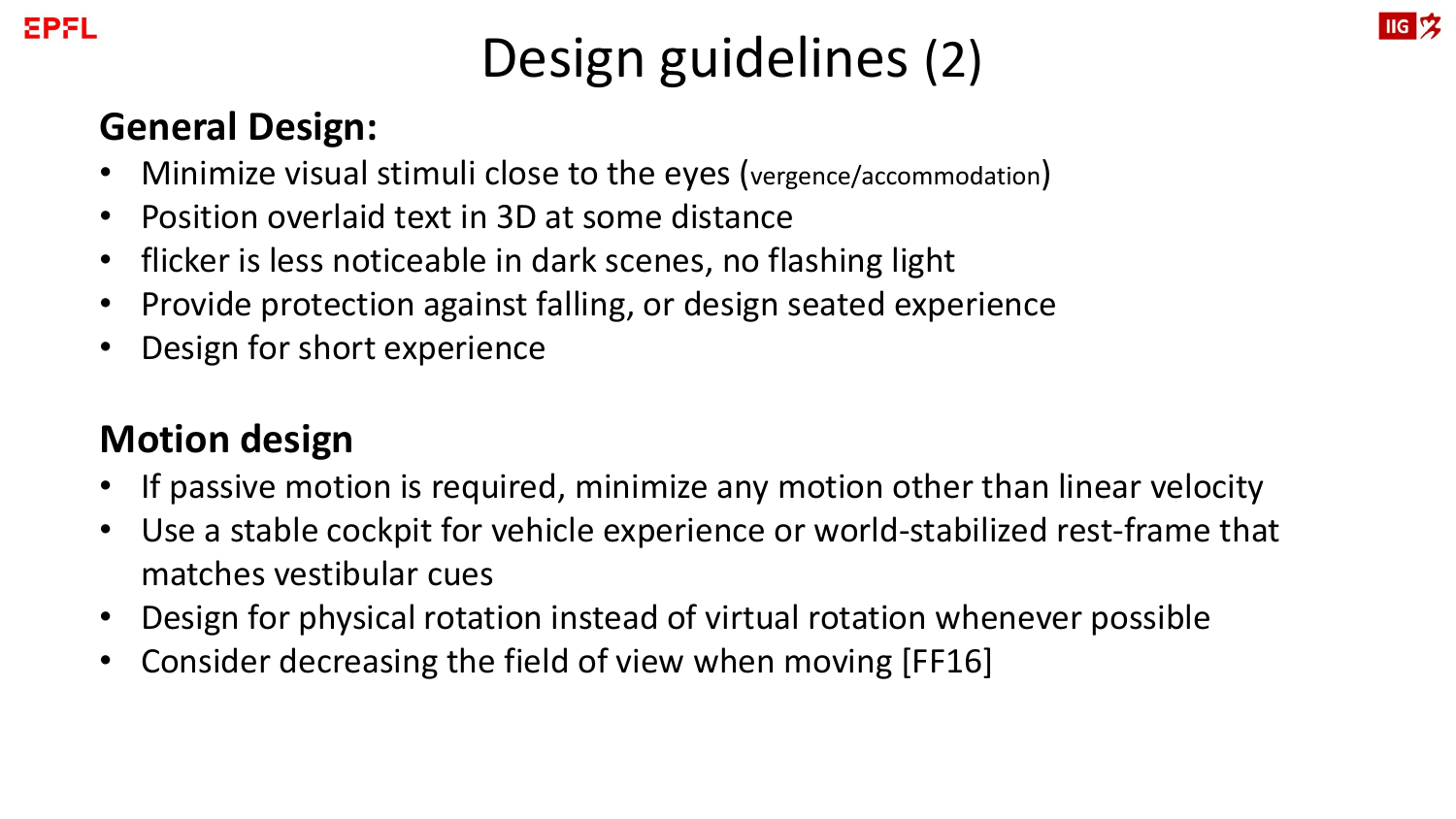# Design guidelines (2)

## General Design:

- Minimize visual stimuli close to the eyes (vergence/accommodation)
- Position overlaid text in 3D at some distance
- flicker is less noticeable in dark scenes, no flashing light
- Provide protection against falling, or design seated experience
- Design for short experience

## Motion design

- If passive motion is required, minimize any motion other than linear velocity
- Use a stable cockpit for vehicle experience or world-stabilized rest-frame that matches vestibular cues
- Design for physical rotation instead of virtual rotation whenever possible
- Consider decreasing the field of view when moving [FF16]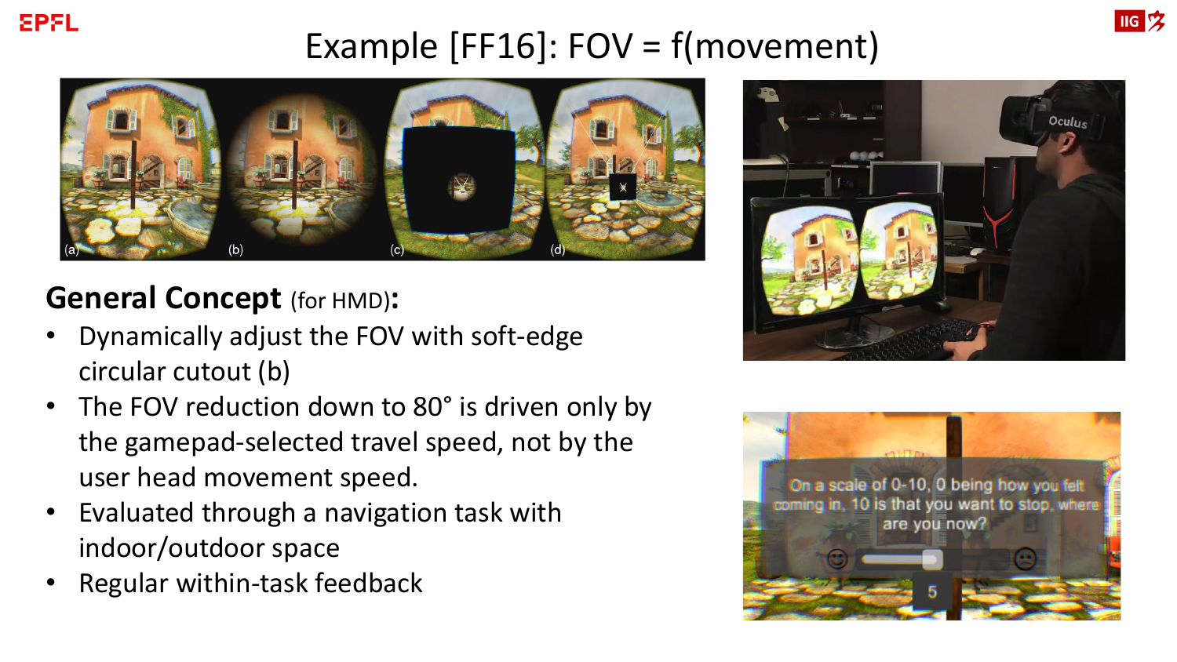# Example [FF16]: FOV = f(movement)

**General Concept** (for HMD)**:**

- Dynamically adjust the FOV with soft-edge circular cutout (b)
- The FOV reduction down to 80° is driven only by the gamepad-selected travel speed, not by the user head movement speed.
- Evaluated through a navigation task with indoor/outdoor space
- Regular within-task feedback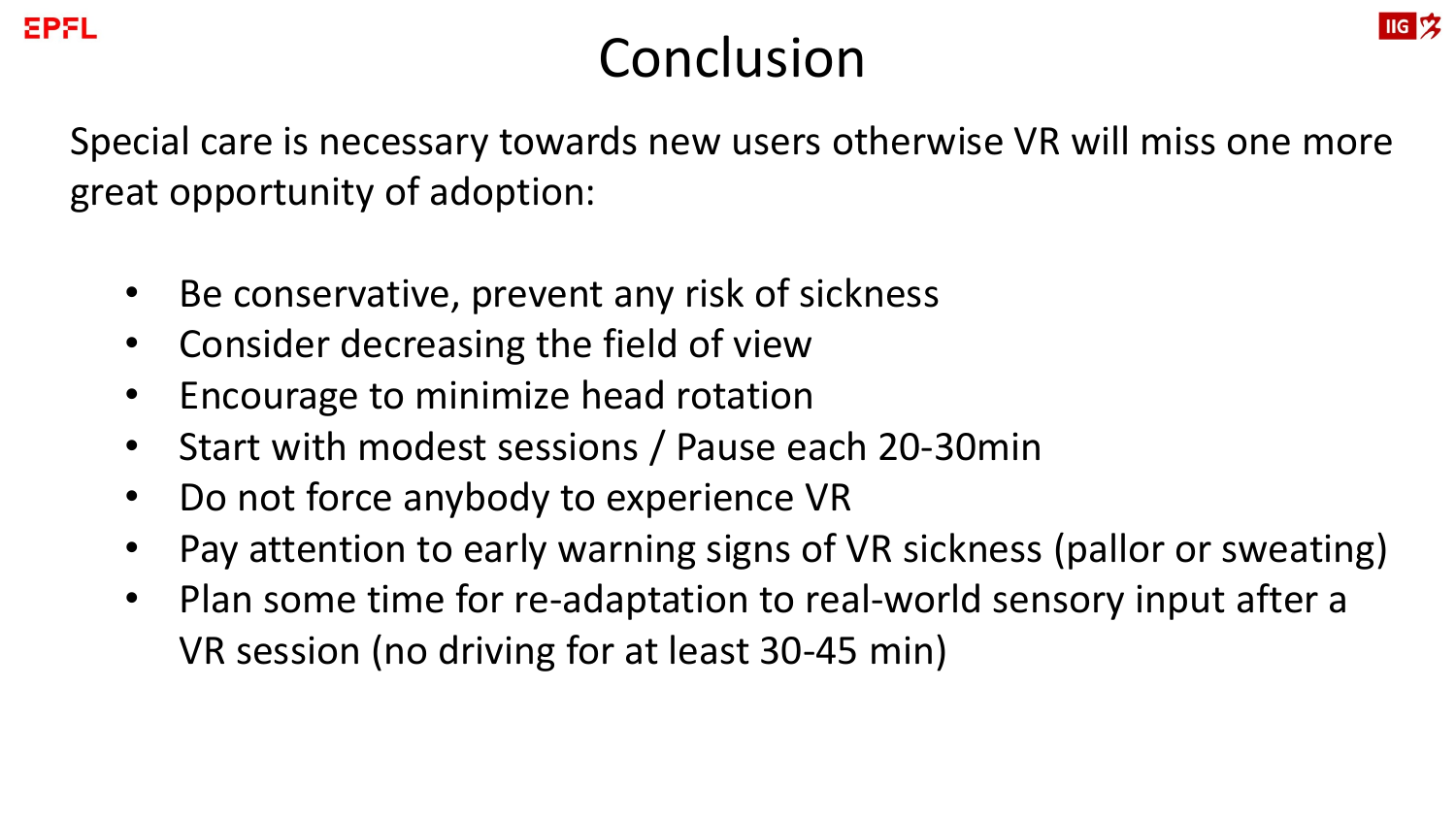# Conclusion

Special care is necessary towards new users otherwise VR will miss one more great opportunity of adoption:

- Be conservative, prevent any risk of sickness
- Consider decreasing the field of view
- Encourage to minimize head rotation
- Start with modest sessions / Pause each 20-30min
- Do not force anybody to experience VR
- Pay attention to early warning signs of VR sickness (pallor or sweating)
- Plan some time for re-adaptation to real-world sensory input after a VR session (no driving for at least 30-45 min)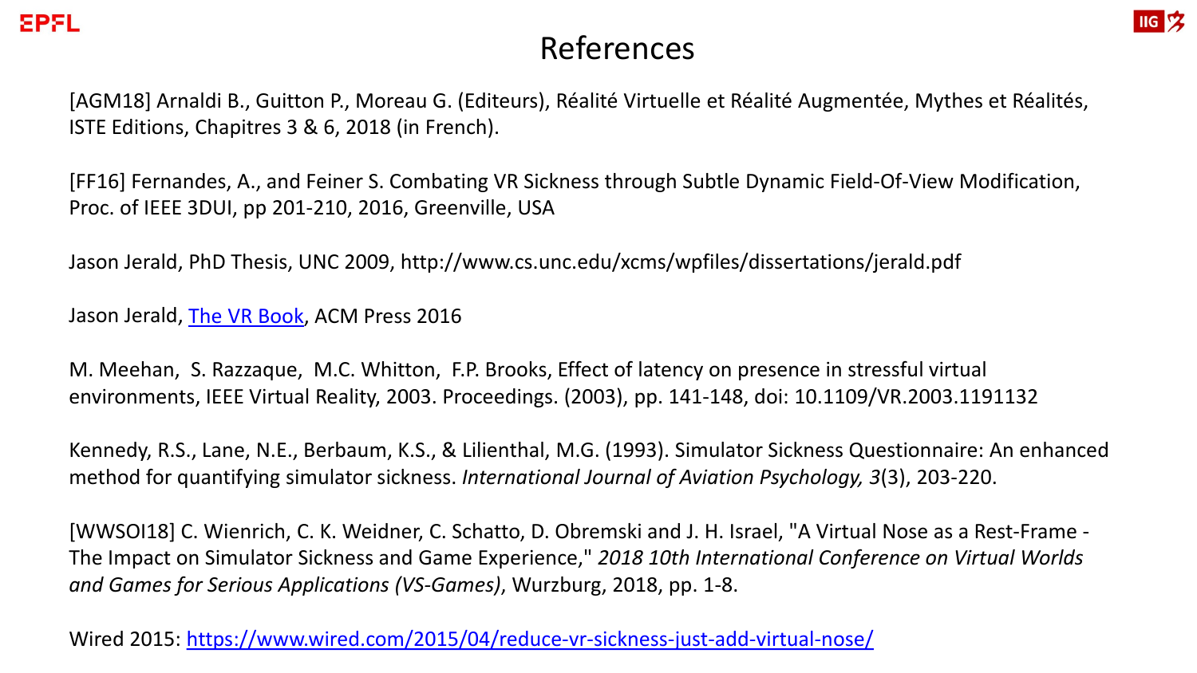# References

[AGM18] Arnaldi B., Guitton P., Moreau G. (Editeurs), Réalité Virtuelle et Réalité Augmentée, Mythes et Réalités, ISTE Editions, Chapitres 3 & 6, 2018 (in French).

[FF16] Fernandes, A., and Feiner S. Combating VR Sickness through Subtle Dynamic Field-Of-View Modification, Proc. of IEEE 3DUI, pp 201-210, 2016, Greenville, USA

Jason Jerald, PhD Thesis, UNC 2009, http://www.cs.unc.edu/xcms/wpfiles/dissertations/jerald.pdf

Jason Jerald, The VR Book, ACM Press 2016

M. Meehan, S. Razzaque, M.C. Whitton, F.P. Brooks, Effect of latency on presence in stressful virtual environments, IEEE Virtual Reality, 2003. Proceedings. (2003), pp. 141-148, doi: 10.1109/VR.2003.1191132

Kennedy, R.S., Lane, N.E., Berbaum, K.S., & Lilienthal, M.G. (1993). Simulator Sickness Questionnaire: An enhanced method for quantifying simulator sickness. *International Journal of Aviation Psychology, 3*(3), 203-220.

[WWSOI18] C. Wienrich, C. K. Weidner, C. Schatto, D. Obremski and J. H. Israel, "A Virtual Nose as a Rest-Frame - The Impact on Simulator Sickness and Game Experience," *2018 10th International Conference on Virtual Worlds and Games for Serious Applications (VS-Games)*, Wurzburg, 2018, pp. 1-8.

Wired 2015: https://www.wired.com/2015/04/reduce-vr-sickness-just-add-virtual-nose/